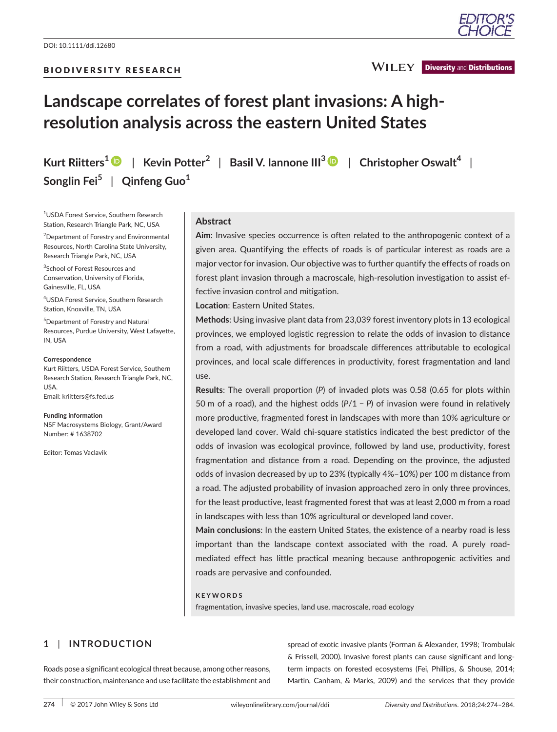DOI: 10.1111/ddi.12680

BIODIVERSITY RESEARCH

# Landscape correlates of forest plant invasions: A high-resolution analysis across the eastern United States

**Kurt Riitters[1]** | **Kevin Potter[2]** | **Basil V. Iannone III[3]** | **Christopher Oswalt[4]** | **Songlin Fei[5]** | **Qinfeng Guo[1]**

[1]USDA Forest Service, Southern Research Station, Research Triangle Park, NC, USA

[2]Department of Forestry and Environmental Resources, North Carolina State University, Research Triangle Park, NC, USA

[3]School of Forest Resources and Conservation, University of Florida, Gainesville, FL, USA

[4]USDA Forest Service, Southern Research Station, Knoxville, TN, USA

[5]Department of Forestry and Natural Resources, Purdue University, West Lafayette, IN, USA

**Correspondence**
Kurt Riitters, USDA Forest Service, Southern Research Station, Research Triangle Park, NC, USA.
Email: kriitters@fs.fed.us

**Funding information**
NSF Macrosystems Biology, Grant/Award Number: # 1638702

Editor: Tomas Vaclavik

## Abstract

**Aim**: Invasive species occurrence is often related to the anthropogenic context of a given area. Quantifying the effects of roads is of particular interest as roads are a major vector for invasion. Our objective was to further quantify the effects of roads on forest plant invasion through a macroscale, high-resolution investigation to assist effective invasion control and mitigation.

**Location**: Eastern United States.

**Methods**: Using invasive plant data from 23,039 forest inventory plots in 13 ecological provinces, we employed logistic regression to relate the odds of invasion to distance from a road, with adjustments for broadscale differences attributable to ecological provinces, and local scale differences in productivity, forest fragmentation and land use.

**Results**: The overall proportion ($P$) of invaded plots was 0.58 (0.65 for plots within 50 m of a road), and the highest odds ($P/1 - P$) of invasion were found in relatively more productive, fragmented forest in landscapes with more than 10% agriculture or developed land cover. Wald chi-square statistics indicated the best predictor of the odds of invasion was ecological province, followed by land use, productivity, forest fragmentation and distance from a road. Depending on the province, the adjusted odds of invasion decreased by up to 23% (typically 4%–10%) per 100 m distance from a road. The adjusted probability of invasion approached zero in only three provinces, for the least productive, least fragmented forest that was at least 2,000 m from a road in landscapes with less than 10% agricultural or developed land cover.

**Main conclusions**: In the eastern United States, the existence of a nearby road is less important than the landscape context associated with the road. A purely road-mediated effect has little practical meaning because anthropogenic activities and roads are pervasive and confounded.

**KEYWORDS**

fragmentation, invasive species, land use, macroscale, road ecology

## 1 | INTRODUCTION

Roads pose a significant ecological threat because, among other reasons, their construction, maintenance and use facilitate the establishment and spread of exotic invasive plants (Forman & Alexander, 1998; Trombulak & Frissell, 2000). Invasive forest plants can cause significant and long-term impacts on forested ecosystems (Fei, Phillips, & Shouse, 2014; Martin, Canham, & Marks, 2009) and the services that they provide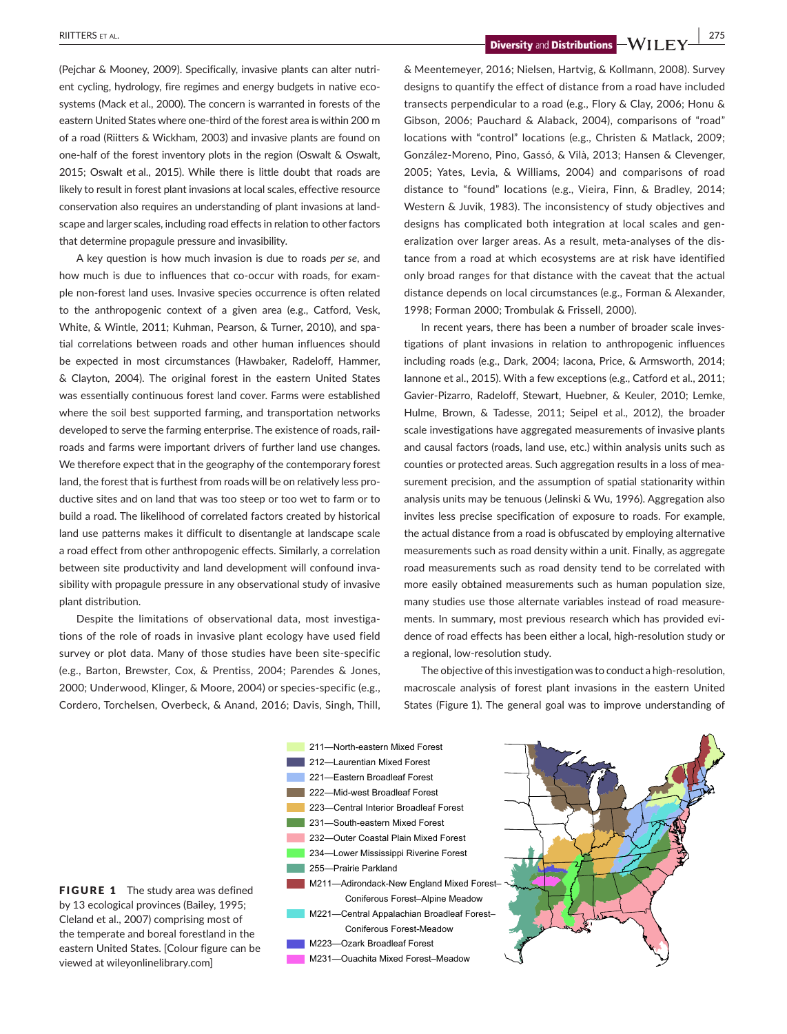(Pejchar & Mooney, 2009). Specifically, invasive plants can alter nutrient cycling, hydrology, fire regimes and energy budgets in native ecosystems (Mack et al., 2000). The concern is warranted in forests of the eastern United States where one-third of the forest area is within 200 m of a road (Riitters & Wickham, 2003) and invasive plants are found on one-half of the forest inventory plots in the region (Oswalt & Oswalt, 2015; Oswalt et al., 2015). While there is little doubt that roads are likely to result in forest plant invasions at local scales, effective resource conservation also requires an understanding of plant invasions at landscape and larger scales, including road effects in relation to other factors that determine propagule pressure and invasibility.

A key question is how much invasion is due to roads *per se*, and how much is due to influences that co-occur with roads, for example non-forest land uses. Invasive species occurrence is often related to the anthropogenic context of a given area (e.g., Catford, Vesk, White, & Wintle, 2011; Kuhman, Pearson, & Turner, 2010), and spatial correlations between roads and other human influences should be expected in most circumstances (Hawbaker, Radeloff, Hammer, & Clayton, 2004). The original forest in the eastern United States was essentially continuous forest land cover. Farms were established where the soil best supported farming, and transportation networks developed to serve the farming enterprise. The existence of roads, railroads and farms were important drivers of further land use changes. We therefore expect that in the geography of the contemporary forest land, the forest that is furthest from roads will be on relatively less productive sites and on land that was too steep or too wet to farm or to build a road. The likelihood of correlated factors created by historical land use patterns makes it difficult to disentangle at landscape scale a road effect from other anthropogenic effects. Similarly, a correlation between site productivity and land development will confound invasibility with propagule pressure in any observational study of invasive plant distribution.

Despite the limitations of observational data, most investigations of the role of roads in invasive plant ecology have used field survey or plot data. Many of those studies have been site-specific (e.g., Barton, Brewster, Cox, & Prentiss, 2004; Parendes & Jones, 2000; Underwood, Klinger, & Moore, 2004) or species-specific (e.g., Cordero, Torchelsen, Overbeck, & Anand, 2016; Davis, Singh, Thill, & Meentemeyer, 2016; Nielsen, Hartvig, & Kollmann, 2008). Survey designs to quantify the effect of distance from a road have included transects perpendicular to a road (e.g., Flory & Clay, 2006; Honu & Gibson, 2006; Pauchard & Alaback, 2004), comparisons of "road" locations with "control" locations (e.g., Christen & Matlack, 2009; González-Moreno, Pino, Gassó, & Vilà, 2013; Hansen & Clevenger, 2005; Yates, Levia, & Williams, 2004) and comparisons of road distance to "found" locations (e.g., Vieira, Finn, & Bradley, 2014; Western & Juvik, 1983). The inconsistency of study objectives and designs has complicated both integration at local scales and generalization over larger areas. As a result, meta-analyses of the distance from a road at which ecosystems are at risk have identified only broad ranges for that distance with the caveat that the actual distance depends on local circumstances (e.g., Forman & Alexander, 1998; Forman 2000; Trombulak & Frissell, 2000).

In recent years, there has been a number of broader scale investigations of plant invasions in relation to anthropogenic influences including roads (e.g., Dark, 2004; Iacona, Price, & Armsworth, 2014; Iannone et al., 2015). With a few exceptions (e.g., Catford et al., 2011; Gavier-Pizarro, Radeloff, Stewart, Huebner, & Keuler, 2010; Lemke, Hulme, Brown, & Tadesse, 2011; Seipel et al., 2012), the broader scale investigations have aggregated measurements of invasive plants and causal factors (roads, land use, etc.) within analysis units such as counties or protected areas. Such aggregation results in a loss of measurement precision, and the assumption of spatial stationarity within analysis units may be tenuous (Jelinski & Wu, 1996). Aggregation also invites less precise specification of exposure to roads. For example, the actual distance from a road is obfuscated by employing alternative measurements such as road density within a unit. Finally, as aggregate road measurements such as road density tend to be correlated with more easily obtained measurements such as human population size, many studies use those alternate variables instead of road measurements. In summary, most previous research which has provided evidence of road effects has been either a local, high-resolution study or a regional, low-resolution study.

The objective of this investigation was to conduct a high-resolution, macroscale analysis of forest plant invasions in the eastern United States (Figure 1). The general goal was to improve understanding of

211—North-eastern Mixed Forest
212—Laurentian Mixed Forest
221—Eastern Broadleaf Forest
222—Mid-west Broadleaf Forest
223—Central Interior Broadleaf Forest
231—South-eastern Mixed Forest
232—Outer Coastal Plain Mixed Forest
234—Lower Mississippi Riverine Forest
255—Prairie Parkland
M211—Adirondack-New England Mixed Forest–Coniferous Forest–Alpine Meadow
M221—Central Appalachian Broadleaf Forest–Coniferous Forest-Meadow
M223—Ozark Broadleaf Forest
M231—Ouachita Mixed Forest–Meadow

**FIGURE 1** The study area was defined by 13 ecological provinces (Bailey, 1995; Cleland et al., 2007) comprising most of the temperate and boreal forestland in the eastern United States. [Colour figure can be viewed at wileyonlinelibrary.com]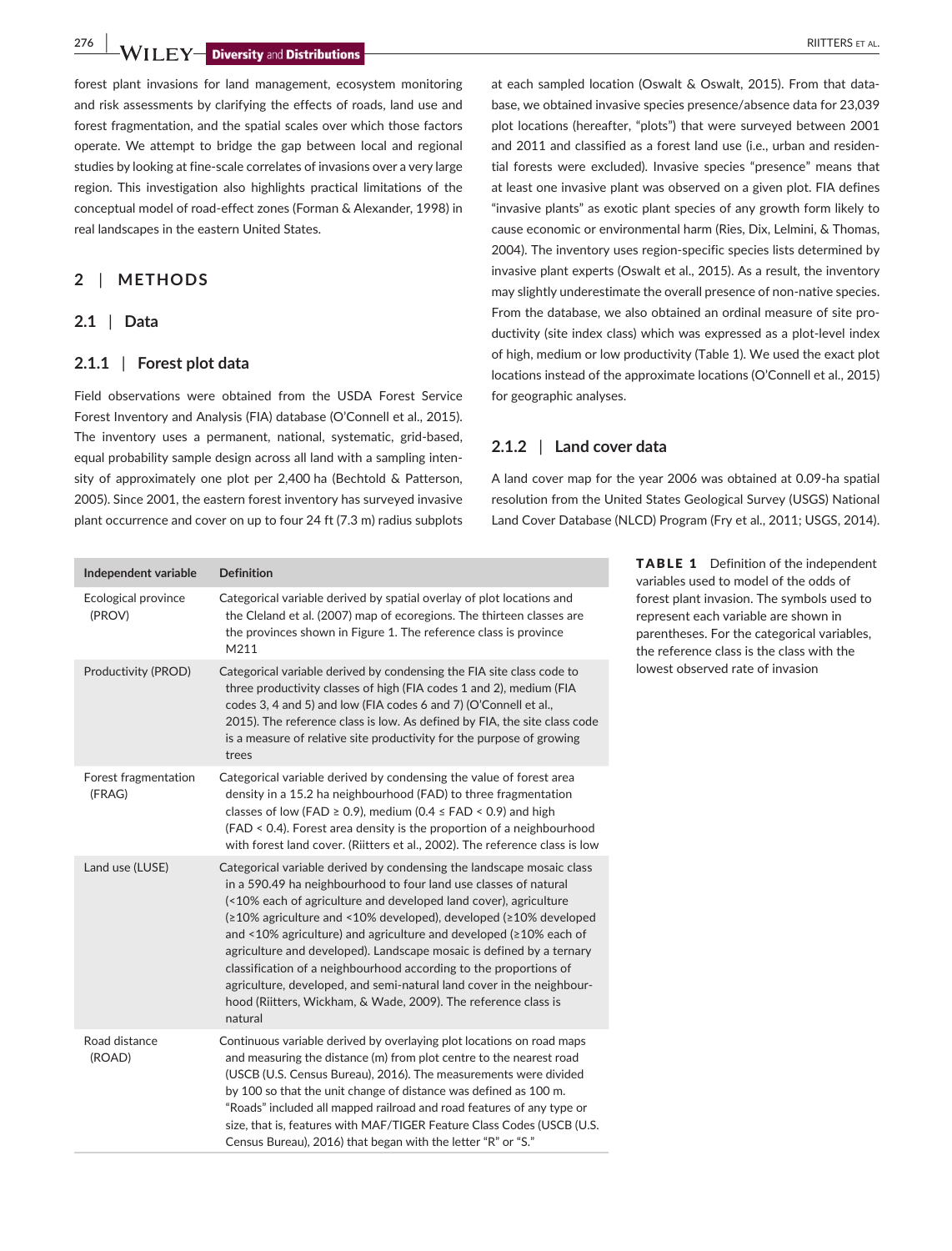forest plant invasions for land management, ecosystem monitoring and risk assessments by clarifying the effects of roads, land use and forest fragmentation, and the spatial scales over which those factors operate. We attempt to bridge the gap between local and regional studies by looking at fine-scale correlates of invasions over a very large region. This investigation also highlights practical limitations of the conceptual model of road-effect zones (Forman & Alexander, 1998) in real landscapes in the eastern United States.

## 2 | METHODS

### 2.1 | Data

#### 2.1.1 | Forest plot data

Field observations were obtained from the USDA Forest Service Forest Inventory and Analysis (FIA) database (O'Connell et al., 2015). The inventory uses a permanent, national, systematic, grid-based, equal probability sample design across all land with a sampling intensity of approximately one plot per 2,400 ha (Bechtold & Patterson, 2005). Since 2001, the eastern forest inventory has surveyed invasive plant occurrence and cover on up to four 24 ft (7.3 m) radius subplots at each sampled location (Oswalt & Oswalt, 2015). From that database, we obtained invasive species presence/absence data for 23,039 plot locations (hereafter, "plots") that were surveyed between 2001 and 2011 and classified as a forest land use (i.e., urban and residential forests were excluded). Invasive species "presence" means that at least one invasive plant was observed on a given plot. FIA defines "invasive plants" as exotic plant species of any growth form likely to cause economic or environmental harm (Ries, Dix, Lelmini, & Thomas, 2004). The inventory uses region-specific species lists determined by invasive plant experts (Oswalt et al., 2015). As a result, the inventory may slightly underestimate the overall presence of non-native species. From the database, we also obtained an ordinal measure of site productivity (site index class) which was expressed as a plot-level index of high, medium or low productivity (Table 1). We used the exact plot locations instead of the approximate locations (O'Connell et al., 2015) for geographic analyses.

#### 2.1.2 | Land cover data

A land cover map for the year 2006 was obtained at 0.09-ha spatial resolution from the United States Geological Survey (USGS) National Land Cover Database (NLCD) Program (Fry et al., 2011; USGS, 2014).

**TABLE 1** Definition of the independent variables used to model of the odds of forest plant invasion. The symbols used to represent each variable are shown in parentheses. For the categorical variables, the reference class is the class with the lowest observed rate of invasion

| Independent variable | Definition |
|---|---|
| Ecological province (PROV) | Categorical variable derived by spatial overlay of plot locations and the Cleland et al. (2007) map of ecoregions. The thirteen classes are the provinces shown in Figure 1. The reference class is province M211 |
| Productivity (PROD) | Categorical variable derived by condensing the FIA site class code to three productivity classes of high (FIA codes 1 and 2), medium (FIA codes 3, 4 and 5) and low (FIA codes 6 and 7) (O'Connell et al., 2015). The reference class is low. As defined by FIA, the site class code is a measure of relative site productivity for the purpose of growing trees |
| Forest fragmentation (FRAG) | Categorical variable derived by condensing the value of forest area density in a 15.2 ha neighbourhood (FAD) to three fragmentation classes of low (FAD ≥ 0.9), medium (0.4 ≤ FAD < 0.9) and high (FAD < 0.4). Forest area density is the proportion of a neighbourhood with forest land cover. (Riitters et al., 2002). The reference class is low |
| Land use (LUSE) | Categorical variable derived by condensing the landscape mosaic class in a 590.49 ha neighbourhood to four land use classes of natural (<10% each of agriculture and developed land cover), agriculture (≥10% agriculture and <10% developed), developed (≥10% developed and <10% agriculture) and agriculture and developed (≥10% each of agriculture and developed). Landscape mosaic is defined by a ternary classification of a neighbourhood according to the proportions of agriculture, developed, and semi-natural land cover in the neighbourhood (Riitters, Wickham, & Wade, 2009). The reference class is natural |
| Road distance (ROAD) | Continuous variable derived by overlaying plot locations on road maps and measuring the distance (m) from plot centre to the nearest road (USCB (U.S. Census Bureau), 2016). The measurements were divided by 100 so that the unit change of distance was defined as 100 m. "Roads" included all mapped railroad and road features of any type or size, that is, features with MAF/TIGER Feature Class Codes (USCB (U.S. Census Bureau), 2016) that began with the letter "R" or "S." |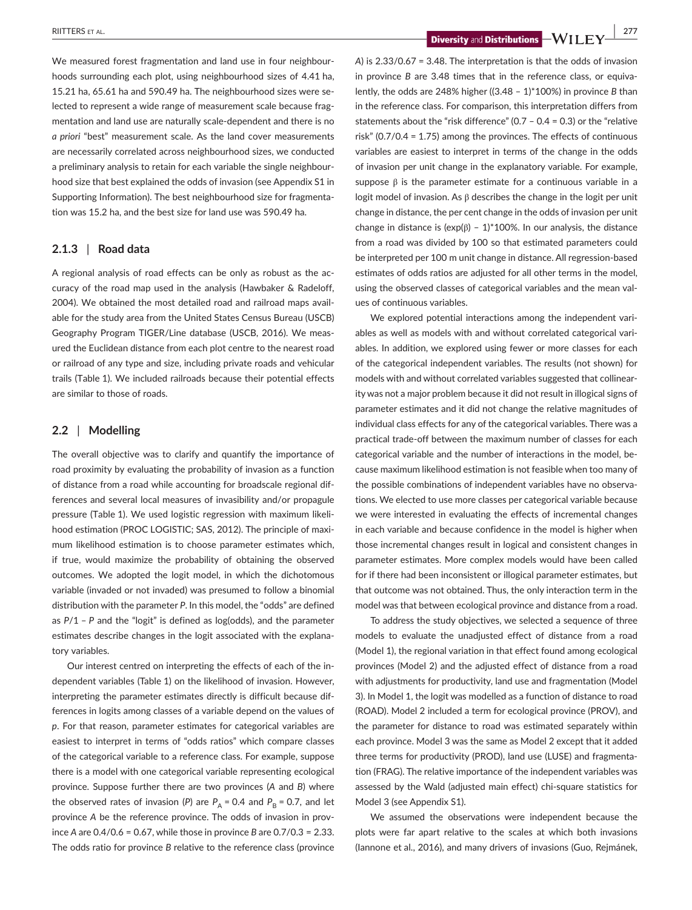We measured forest fragmentation and land use in four neighbourhoods surrounding each plot, using neighbourhood sizes of 4.41 ha, 15.21 ha, 65.61 ha and 590.49 ha. The neighbourhood sizes were selected to represent a wide range of measurement scale because fragmentation and land use are naturally scale-dependent and there is no *a priori* "best" measurement scale. As the land cover measurements are necessarily correlated across neighbourhood sizes, we conducted a preliminary analysis to retain for each variable the single neighbourhood size that best explained the odds of invasion (see Appendix S1 in Supporting Information). The best neighbourhood size for fragmentation was 15.2 ha, and the best size for land use was 590.49 ha.

### 2.1.3 | Road data

A regional analysis of road effects can be only as robust as the accuracy of the road map used in the analysis (Hawbaker & Radeloff, 2004). We obtained the most detailed road and railroad maps available for the study area from the United States Census Bureau (USCB) Geography Program TIGER/Line database (USCB, 2016). We measured the Euclidean distance from each plot centre to the nearest road or railroad of any type and size, including private roads and vehicular trails (Table 1). We included railroads because their potential effects are similar to those of roads.

## 2.2 | Modelling

The overall objective was to clarify and quantify the importance of road proximity by evaluating the probability of invasion as a function of distance from a road while accounting for broadscale regional differences and several local measures of invasibility and/or propagule pressure (Table 1). We used logistic regression with maximum likelihood estimation (PROC LOGISTIC; SAS, 2012). The principle of maximum likelihood estimation is to choose parameter estimates which, if true, would maximize the probability of obtaining the observed outcomes. We adopted the logit model, in which the dichotomous variable (invaded or not invaded) was presumed to follow a binomial distribution with the parameter $P$. In this model, the "odds" are defined as $P/1 - P$ and the "logit" is defined as log(odds), and the parameter estimates describe changes in the logit associated with the explanatory variables.

Our interest centred on interpreting the effects of each of the independent variables (Table 1) on the likelihood of invasion. However, interpreting the parameter estimates directly is difficult because differences in logits among classes of a variable depend on the values of $p$. For that reason, parameter estimates for categorical variables are easiest to interpret in terms of "odds ratios" which compare classes of the categorical variable to a reference class. For example, suppose there is a model with one categorical variable representing ecological province. Suppose further there are two provinces (*A* and *B*) where the observed rates of invasion ($P$) are $P_A = 0.4$ and $P_B = 0.7$, and let province *A* be the reference province. The odds of invasion in province *A* are 0.4/0.6 = 0.67, while those in province *B* are 0.7/0.3 = 2.33. The odds ratio for province *B* relative to the reference class (province *A*) is 2.33/0.67 = 3.48. The interpretation is that the odds of invasion in province *B* are 3.48 times that in the reference class, or equivalently, the odds are 248% higher ((3.48 − 1)*100%) in province *B* than in the reference class. For comparison, this interpretation differs from statements about the "risk difference" (0.7 − 0.4 = 0.3) or the "relative risk" (0.7/0.4 = 1.75) among the provinces. The effects of continuous variables are easiest to interpret in terms of the change in the odds of invasion per unit change in the explanatory variable. For example, suppose $\beta$ is the parameter estimate for a continuous variable in a logit model of invasion. As $\beta$ describes the change in the logit per unit change in distance, the per cent change in the odds of invasion per unit change in distance is $(\exp(\beta) - 1)*100\%$. In our analysis, the distance from a road was divided by 100 so that estimated parameters could be interpreted per 100 m unit change in distance. All regression-based estimates of odds ratios are adjusted for all other terms in the model, using the observed classes of categorical variables and the mean values of continuous variables.

We explored potential interactions among the independent variables as well as models with and without correlated categorical variables. In addition, we explored using fewer or more classes for each of the categorical independent variables. The results (not shown) for models with and without correlated variables suggested that collinearity was not a major problem because it did not result in illogical signs of parameter estimates and it did not change the relative magnitudes of individual class effects for any of the categorical variables. There was a practical trade-off between the maximum number of classes for each categorical variable and the number of interactions in the model, because maximum likelihood estimation is not feasible when too many of the possible combinations of independent variables have no observations. We elected to use more classes per categorical variable because we were interested in evaluating the effects of incremental changes in each variable and because confidence in the model is higher when those incremental changes result in logical and consistent changes in parameter estimates. More complex models would have been called for if there had been inconsistent or illogical parameter estimates, but that outcome was not obtained. Thus, the only interaction term in the model was that between ecological province and distance from a road.

To address the study objectives, we selected a sequence of three models to evaluate the unadjusted effect of distance from a road (Model 1), the regional variation in that effect found among ecological provinces (Model 2) and the adjusted effect of distance from a road with adjustments for productivity, land use and fragmentation (Model 3). In Model 1, the logit was modelled as a function of distance to road (ROAD). Model 2 included a term for ecological province (PROV), and the parameter for distance to road was estimated separately within each province. Model 3 was the same as Model 2 except that it added three terms for productivity (PROD), land use (LUSE) and fragmentation (FRAG). The relative importance of the independent variables was assessed by the Wald (adjusted main effect) chi-square statistics for Model 3 (see Appendix S1).

We assumed the observations were independent because the plots were far apart relative to the scales at which both invasions (Iannone et al., 2016), and many drivers of invasions (Guo, Rejmánek,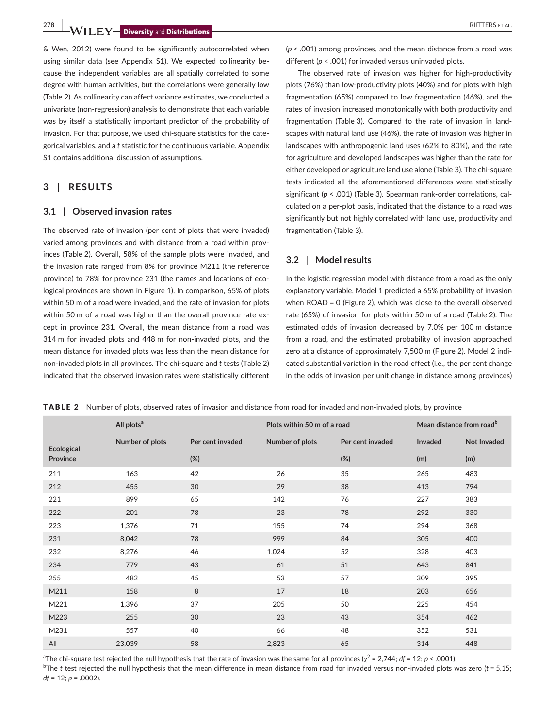& Wen, 2012) were found to be significantly autocorrelated when using similar data (see Appendix S1). We expected collinearity because the independent variables are all spatially correlated to some degree with human activities, but the correlations were generally low (Table 2). As collinearity can affect variance estimates, we conducted a univariate (non-regression) analysis to demonstrate that each variable was by itself a statistically important predictor of the probability of invasion. For that purpose, we used chi-square statistics for the categorical variables, and a *t* statistic for the continuous variable. Appendix S1 contains additional discussion of assumptions.

## 3 | RESULTS

### 3.1 | Observed invasion rates

The observed rate of invasion (per cent of plots that were invaded) varied among provinces and with distance from a road within provinces (Table 2). Overall, 58% of the sample plots were invaded, and the invasion rate ranged from 8% for province M211 (the reference province) to 78% for province 231 (the names and locations of ecological provinces are shown in Figure 1). In comparison, 65% of plots within 50 m of a road were invaded, and the rate of invasion for plots within 50 m of a road was higher than the overall province rate except in province 231. Overall, the mean distance from a road was 314 m for invaded plots and 448 m for non-invaded plots, and the mean distance for invaded plots was less than the mean distance for non-invaded plots in all provinces. The chi-square and *t* tests (Table 2) indicated that the observed invasion rates were statistically different ($p < .001$) among provinces, and the mean distance from a road was different ($p < .001$) for invaded versus uninvaded plots.

The observed rate of invasion was higher for high-productivity plots (76%) than low-productivity plots (40%) and for plots with high fragmentation (65%) compared to low fragmentation (46%), and the rates of invasion increased monotonically with both productivity and fragmentation (Table 3). Compared to the rate of invasion in landscapes with natural land use (46%), the rate of invasion was higher in landscapes with anthropogenic land uses (62% to 80%), and the rate for agriculture and developed landscapes was higher than the rate for either developed or agriculture land use alone (Table 3). The chi-square tests indicated all the aforementioned differences were statistically significant ($p < .001$) (Table 3). Spearman rank-order correlations, calculated on a per-plot basis, indicated that the distance to a road was significantly but not highly correlated with land use, productivity and fragmentation (Table 3).

### 3.2 | Model results

In the logistic regression model with distance from a road as the only explanatory variable, Model 1 predicted a 65% probability of invasion when ROAD = 0 (Figure 2), which was close to the overall observed rate (65%) of invasion for plots within 50 m of a road (Table 2). The estimated odds of invasion decreased by 7.0% per 100 m distance from a road, and the estimated probability of invasion approached zero at a distance of approximately 7,500 m (Figure 2). Model 2 indicated substantial variation in the road effect (i.e., the per cent change in the odds of invasion per unit change in distance among provinces)

**TABLE 2** Number of plots, observed rates of invasion and distance from road for invaded and non-invaded plots, by province

| Ecological Province | All plots[a] | | Plots within 50 m of a road | | Mean distance from road[b] | |
|---|---|---|---|---|---|---|
| | Number of plots | Per cent invaded (%) | Number of plots | Per cent invaded (%) | Invaded (m) | Not Invaded (m) |
| 211 | 163 | 42 | 26 | 35 | 265 | 483 |
| 212 | 455 | 30 | 29 | 38 | 413 | 794 |
| 221 | 899 | 65 | 142 | 76 | 227 | 383 |
| 222 | 201 | 78 | 23 | 78 | 292 | 330 |
| 223 | 1,376 | 71 | 155 | 74 | 294 | 368 |
| 231 | 8,042 | 78 | 999 | 84 | 305 | 400 |
| 232 | 8,276 | 46 | 1,024 | 52 | 328 | 403 |
| 234 | 779 | 43 | 61 | 51 | 643 | 841 |
| 255 | 482 | 45 | 53 | 57 | 309 | 395 |
| M211 | 158 | 8 | 17 | 18 | 203 | 656 |
| M221 | 1,396 | 37 | 205 | 50 | 225 | 454 |
| M223 | 255 | 30 | 23 | 43 | 354 | 462 |
| M231 | 557 | 40 | 66 | 48 | 352 | 531 |
| All | 23,039 | 58 | 2,823 | 65 | 314 | 448 |

[a]The chi-square test rejected the null hypothesis that the rate of invasion was the same for all provinces ($\chi^2 = 2,744$; $df = 12$; $p < .0001$).
[b]The *t* test rejected the null hypothesis that the mean difference in mean distance from road for invaded versus non-invaded plots was zero ($t = 5.15$; $df = 12$; $p = .0002$).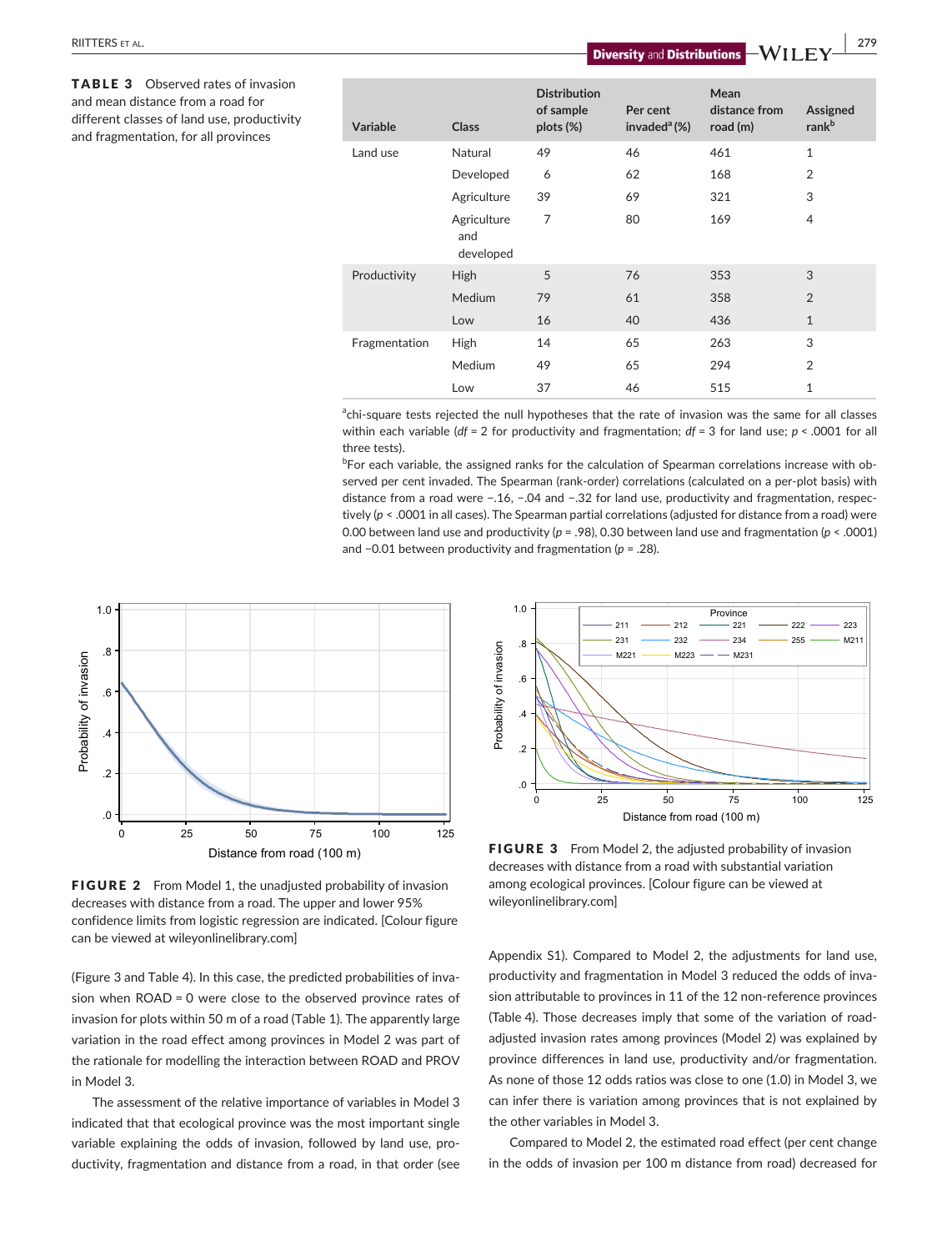**TABLE 3** Observed rates of invasion and mean distance from a road for different classes of land use, productivity and fragmentation, for all provinces

| Variable | Class | Distribution of sample plots (%) | Per cent invaded[a] (%) | Mean distance from road (m) | Assigned rank[b] |
|---|---|---|---|---|---|
| Land use | Natural | 49 | 46 | 461 | 1 |
| | Developed | 6 | 62 | 168 | 2 |
| | Agriculture | 39 | 69 | 321 | 3 |
| | Agriculture and developed | 7 | 80 | 169 | 4 |
| Productivity | High | 5 | 76 | 353 | 3 |
| | Medium | 79 | 61 | 358 | 2 |
| | Low | 16 | 40 | 436 | 1 |
| Fragmentation | High | 14 | 65 | 263 | 3 |
| | Medium | 49 | 65 | 294 | 2 |
| | Low | 37 | 46 | 515 | 1 |

[a]chi-square tests rejected the null hypotheses that the rate of invasion was the same for all classes within each variable ($df = 2$ for productivity and fragmentation; $df = 3$ for land use; $p < .0001$ for all three tests).

[b]For each variable, the assigned ranks for the calculation of Spearman correlations increase with observed per cent invaded. The Spearman (rank-order) correlations (calculated on a per-plot basis) with distance from a road were −.16, −.04 and −.32 for land use, productivity and fragmentation, respectively ($p < .0001$ in all cases). The Spearman partial correlations (adjusted for distance from a road) were 0.00 between land use and productivity ($p = .98$), 0.30 between land use and fragmentation ($p < .0001$) and −0.01 between productivity and fragmentation ($p = .28$).

**FIGURE 2** From Model 1, the unadjusted probability of invasion decreases with distance from a road. The upper and lower 95% confidence limits from logistic regression are indicated. [Colour figure can be viewed at wileyonlinelibrary.com]

**FIGURE 3** From Model 2, the adjusted probability of invasion decreases with distance from a road with substantial variation among ecological provinces. [Colour figure can be viewed at wileyonlinelibrary.com]

(Figure 3 and Table 4). In this case, the predicted probabilities of invasion when ROAD = 0 were close to the observed province rates of invasion for plots within 50 m of a road (Table 1). The apparently large variation in the road effect among provinces in Model 2 was part of the rationale for modelling the interaction between ROAD and PROV in Model 3.

The assessment of the relative importance of variables in Model 3 indicated that that ecological province was the most important single variable explaining the odds of invasion, followed by land use, productivity, fragmentation and distance from a road, in that order (see Appendix S1). Compared to Model 2, the adjustments for land use, productivity and fragmentation in Model 3 reduced the odds of invasion attributable to provinces in 11 of the 12 non-reference provinces (Table 4). Those decreases imply that some of the variation of road-adjusted invasion rates among provinces (Model 2) was explained by province differences in land use, productivity and/or fragmentation. As none of those 12 odds ratios was close to one (1.0) in Model 3, we can infer there is variation among provinces that is not explained by the other variables in Model 3.

Compared to Model 2, the estimated road effect (per cent change in the odds of invasion per 100 m distance from road) decreased for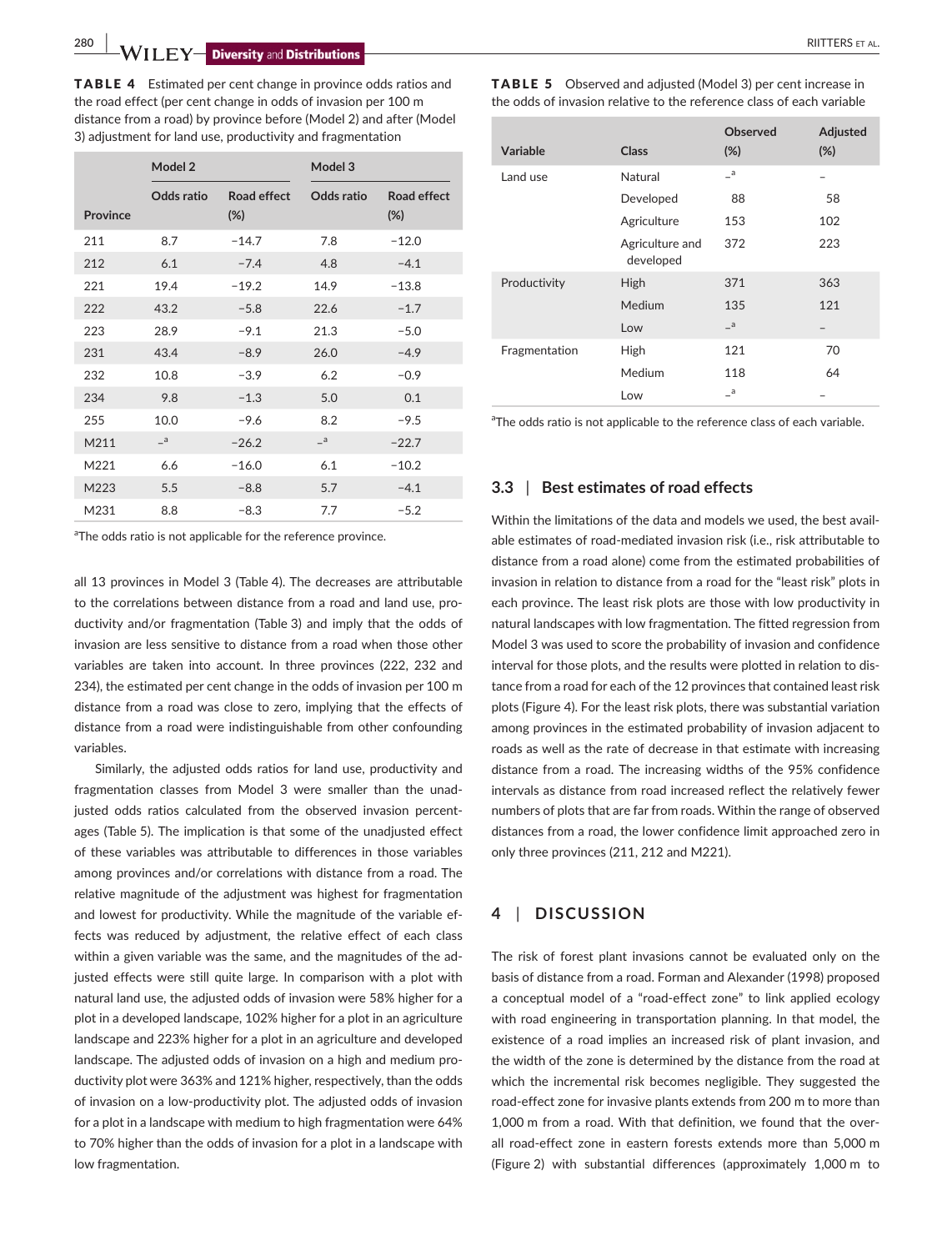**TABLE 4** Estimated per cent change in province odds ratios and the road effect (per cent change in odds of invasion per 100 m distance from a road) by province before (Model 2) and after (Model 3) adjustment for land use, productivity and fragmentation

| Province | Model 2 | | Model 3 | |
|---|---|---|---|---|
| | Odds ratio | Road effect (%) | Odds ratio | Road effect (%) |
| 211 | 8.7 | −14.7 | 7.8 | −12.0 |
| 212 | 6.1 | −7.4 | 4.8 | −4.1 |
| 221 | 19.4 | −19.2 | 14.9 | −13.8 |
| 222 | 43.2 | −5.8 | 22.6 | −1.7 |
| 223 | 28.9 | −9.1 | 21.3 | −5.0 |
| 231 | 43.4 | −8.9 | 26.0 | −4.9 |
| 232 | 10.8 | −3.9 | 6.2 | −0.9 |
| 234 | 9.8 | −1.3 | 5.0 | 0.1 |
| 255 | 10.0 | −9.6 | 8.2 | −9.5 |
| M211 | –[a] | −26.2 | –[a] | −22.7 |
| M221 | 6.6 | −16.0 | 6.1 | −10.2 |
| M223 | 5.5 | −8.8 | 5.7 | −4.1 |
| M231 | 8.8 | −8.3 | 7.7 | −5.2 |

[a]The odds ratio is not applicable for the reference province.

all 13 provinces in Model 3 (Table 4). The decreases are attributable to the correlations between distance from a road and land use, productivity and/or fragmentation (Table 3) and imply that the odds of invasion are less sensitive to distance from a road when those other variables are taken into account. In three provinces (222, 232 and 234), the estimated per cent change in the odds of invasion per 100 m distance from a road was close to zero, implying that the effects of distance from a road were indistinguishable from other confounding variables.

Similarly, the adjusted odds ratios for land use, productivity and fragmentation classes from Model 3 were smaller than the unadjusted odds ratios calculated from the observed invasion percentages (Table 5). The implication is that some of the unadjusted effect of these variables was attributable to differences in those variables among provinces and/or correlations with distance from a road. The relative magnitude of the adjustment was highest for fragmentation and lowest for productivity. While the magnitude of the variable effects was reduced by adjustment, the relative effect of each class within a given variable was the same, and the magnitudes of the adjusted effects were still quite large. In comparison with a plot with natural land use, the adjusted odds of invasion were 58% higher for a plot in a developed landscape, 102% higher for a plot in an agriculture landscape and 223% higher for a plot in an agriculture and developed landscape. The adjusted odds of invasion on a high and medium productivity plot were 363% and 121% higher, respectively, than the odds of invasion on a low-productivity plot. The adjusted odds of invasion for a plot in a landscape with medium to high fragmentation were 64% to 70% higher than the odds of invasion for a plot in a landscape with low fragmentation.

**TABLE 5** Observed and adjusted (Model 3) per cent increase in the odds of invasion relative to the reference class of each variable

| Variable | Class | Observed (%) | Adjusted (%) |
|---|---|---|---|
| Land use | Natural | –[a] | – |
| | Developed | 88 | 58 |
| | Agriculture | 153 | 102 |
| | Agriculture and developed | 372 | 223 |
| Productivity | High | 371 | 363 |
| | Medium | 135 | 121 |
| | Low | –[a] | – |
| Fragmentation | High | 121 | 70 |
| | Medium | 118 | 64 |
| | Low | –[a] | – |

[a]The odds ratio is not applicable to the reference class of each variable.

### 3.3 | Best estimates of road effects

Within the limitations of the data and models we used, the best available estimates of road-mediated invasion risk (i.e., risk attributable to distance from a road alone) come from the estimated probabilities of invasion in relation to distance from a road for the "least risk" plots in each province. The least risk plots are those with low productivity in natural landscapes with low fragmentation. The fitted regression from Model 3 was used to score the probability of invasion and confidence interval for those plots, and the results were plotted in relation to distance from a road for each of the 12 provinces that contained least risk plots (Figure 4). For the least risk plots, there was substantial variation among provinces in the estimated probability of invasion adjacent to roads as well as the rate of decrease in that estimate with increasing distance from a road. The increasing widths of the 95% confidence intervals as distance from road increased reflect the relatively fewer numbers of plots that are far from roads. Within the range of observed distances from a road, the lower confidence limit approached zero in only three provinces (211, 212 and M221).

## 4 | DISCUSSION

The risk of forest plant invasions cannot be evaluated only on the basis of distance from a road. Forman and Alexander (1998) proposed a conceptual model of a "road-effect zone" to link applied ecology with road engineering in transportation planning. In that model, the existence of a road implies an increased risk of plant invasion, and the width of the zone is determined by the distance from the road at which the incremental risk becomes negligible. They suggested the road-effect zone for invasive plants extends from 200 m to more than 1,000 m from a road. With that definition, we found that the overall road-effect zone in eastern forests extends more than 5,000 m (Figure 2) with substantial differences (approximately 1,000 m to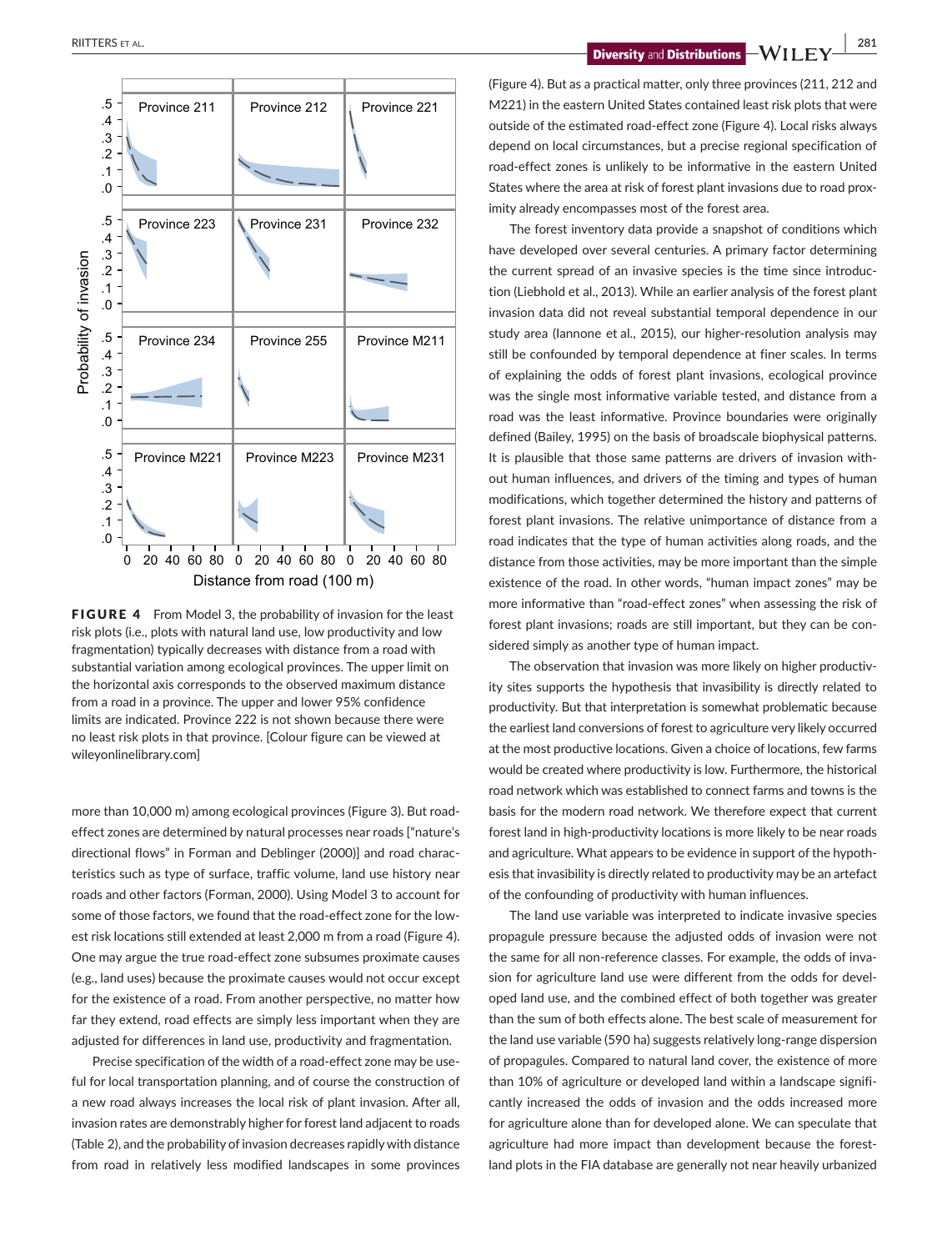**FIGURE 4** From Model 3, the probability of invasion for the least risk plots (i.e., plots with natural land use, low productivity and low fragmentation) typically decreases with distance from a road with substantial variation among ecological provinces. The upper limit on the horizontal axis corresponds to the observed maximum distance from a road in a province. The upper and lower 95% confidence limits are indicated. Province 222 is not shown because there were no least risk plots in that province. [Colour figure can be viewed at wileyonlinelibrary.com]

more than 10,000 m) among ecological provinces (Figure 3). But road-effect zones are determined by natural processes near roads ["nature's directional flows" in Forman and Deblinger (2000)] and road characteristics such as type of surface, traffic volume, land use history near roads and other factors (Forman, 2000). Using Model 3 to account for some of those factors, we found that the road-effect zone for the lowest risk locations still extended at least 2,000 m from a road (Figure 4). One may argue the true road-effect zone subsumes proximate causes (e.g., land uses) because the proximate causes would not occur except for the existence of a road. From another perspective, no matter how far they extend, road effects are simply less important when they are adjusted for differences in land use, productivity and fragmentation.

Precise specification of the width of a road-effect zone may be useful for local transportation planning, and of course the construction of a new road always increases the local risk of plant invasion. After all, invasion rates are demonstrably higher for forest land adjacent to roads (Table 2), and the probability of invasion decreases rapidly with distance from road in relatively less modified landscapes in some provinces (Figure 4). But as a practical matter, only three provinces (211, 212 and M221) in the eastern United States contained least risk plots that were outside of the estimated road-effect zone (Figure 4). Local risks always depend on local circumstances, but a precise regional specification of road-effect zones is unlikely to be informative in the eastern United States where the area at risk of forest plant invasions due to road proximity already encompasses most of the forest area.

The forest inventory data provide a snapshot of conditions which have developed over several centuries. A primary factor determining the current spread of an invasive species is the time since introduction (Liebhold et al., 2013). While an earlier analysis of the forest plant invasion data did not reveal substantial temporal dependence in our study area (Iannone et al., 2015), our higher-resolution analysis may still be confounded by temporal dependence at finer scales. In terms of explaining the odds of forest plant invasions, ecological province was the single most informative variable tested, and distance from a road was the least informative. Province boundaries were originally defined (Bailey, 1995) on the basis of broadscale biophysical patterns. It is plausible that those same patterns are drivers of invasion without human influences, and drivers of the timing and types of human modifications, which together determined the history and patterns of forest plant invasions. The relative unimportance of distance from a road indicates that the type of human activities along roads, and the distance from those activities, may be more important than the simple existence of the road. In other words, "human impact zones" may be more informative than "road-effect zones" when assessing the risk of forest plant invasions; roads are still important, but they can be considered simply as another type of human impact.

The observation that invasion was more likely on higher productivity sites supports the hypothesis that invasibility is directly related to productivity. But that interpretation is somewhat problematic because the earliest land conversions of forest to agriculture very likely occurred at the most productive locations. Given a choice of locations, few farms would be created where productivity is low. Furthermore, the historical road network which was established to connect farms and towns is the basis for the modern road network. We therefore expect that current forest land in high-productivity locations is more likely to be near roads and agriculture. What appears to be evidence in support of the hypothesis that invasibility is directly related to productivity may be an artefact of the confounding of productivity with human influences.

The land use variable was interpreted to indicate invasive species propagule pressure because the adjusted odds of invasion were not the same for all non-reference classes. For example, the odds of invasion for agriculture land use were different from the odds for developed land use, and the combined effect of both together was greater than the sum of both effects alone. The best scale of measurement for the land use variable (590 ha) suggests relatively long-range dispersion of propagules. Compared to natural land cover, the existence of more than 10% of agriculture or developed land within a landscape significantly increased the odds of invasion and the odds increased more for agriculture alone than for developed alone. We can speculate that agriculture had more impact than development because the forest-land plots in the FIA database are generally not near heavily urbanized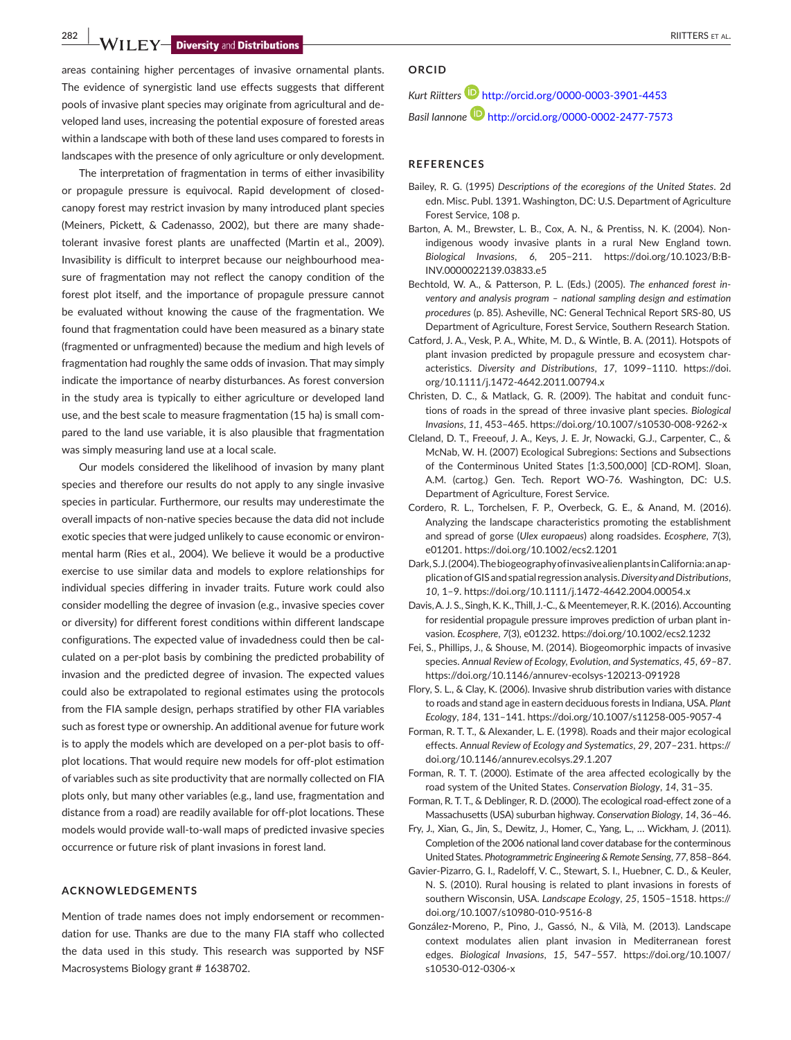areas containing higher percentages of invasive ornamental plants. The evidence of synergistic land use effects suggests that different pools of invasive plant species may originate from agricultural and developed land uses, increasing the potential exposure of forested areas within a landscape with both of these land uses compared to forests in landscapes with the presence of only agriculture or only development.

The interpretation of fragmentation in terms of either invasibility or propagule pressure is equivocal. Rapid development of closed-canopy forest may restrict invasion by many introduced plant species (Meiners, Pickett, & Cadenasso, 2002), but there are many shade-tolerant invasive forest plants are unaffected (Martin et al., 2009). Invasibility is difficult to interpret because our neighbourhood measure of fragmentation may not reflect the canopy condition of the forest plot itself, and the importance of propagule pressure cannot be evaluated without knowing the cause of the fragmentation. We found that fragmentation could have been measured as a binary state (fragmented or unfragmented) because the medium and high levels of fragmentation had roughly the same odds of invasion. That may simply indicate the importance of nearby disturbances. As forest conversion in the study area is typically to either agriculture or developed land use, and the best scale to measure fragmentation (15 ha) is small compared to the land use variable, it is also plausible that fragmentation was simply measuring land use at a local scale.

Our models considered the likelihood of invasion by many plant species and therefore our results do not apply to any single invasive species in particular. Furthermore, our results may underestimate the overall impacts of non-native species because the data did not include exotic species that were judged unlikely to cause economic or environmental harm (Ries et al., 2004). We believe it would be a productive exercise to use similar data and models to explore relationships for individual species differing in invader traits. Future work could also consider modelling the degree of invasion (e.g., invasive species cover or diversity) for different forest conditions within different landscape configurations. The expected value of invadedness could then be calculated on a per-plot basis by combining the predicted probability of invasion and the predicted degree of invasion. The expected values could also be extrapolated to regional estimates using the protocols from the FIA sample design, perhaps stratified by other FIA variables such as forest type or ownership. An additional avenue for future work is to apply the models which are developed on a per-plot basis to off-plot locations. That would require new models for off-plot estimation of variables such as site productivity that are normally collected on FIA plots only, but many other variables (e.g., land use, fragmentation and distance from a road) are readily available for off-plot locations. These models would provide wall-to-wall maps of predicted invasive species occurrence or future risk of plant invasions in forest land.

## ACKNOWLEDGEMENTS

Mention of trade names does not imply endorsement or recommendation for use. Thanks are due to the many FIA staff who collected the data used in this study. This research was supported by NSF Macrosystems Biology grant # 1638702.

## ORCID

*Kurt Riitters* http://orcid.org/0000-0003-3901-4453

*Basil Iannone* http://orcid.org/0000-0002-2477-7573

## REFERENCES

Bailey, R. G. (1995) *Descriptions of the ecoregions of the United States*. 2d edn. Misc. Publ. 1391. Washington, DC: U.S. Department of Agriculture Forest Service, 108 p.

Barton, A. M., Brewster, L. B., Cox, A. N., & Prentiss, N. K. (2004). Non-indigenous woody invasive plants in a rural New England town. *Biological Invasions*, *6*, 205–211. https://doi.org/10.1023/B:BINV.0000022139.03833.e5

Bechtold, W. A., & Patterson, P. L. (Eds.) (2005). *The enhanced forest inventory and analysis program – national sampling design and estimation procedures* (p. 85). Asheville, NC: General Technical Report SRS-80, US Department of Agriculture, Forest Service, Southern Research Station.

Catford, J. A., Vesk, P. A., White, M. D., & Wintle, B. A. (2011). Hotspots of plant invasion predicted by propagule pressure and ecosystem characteristics. *Diversity and Distributions*, *17*, 1099–1110. https://doi.org/10.1111/j.1472-4642.2011.00794.x

Christen, D. C., & Matlack, G. R. (2009). The habitat and conduit functions of roads in the spread of three invasive plant species. *Biological Invasions*, *11*, 453–465. https://doi.org/10.1007/s10530-008-9262-x

Cleland, D. T., Freeouf, J. A., Keys, J. E. Jr, Nowacki, G.J., Carpenter, C., & McNab, W. H. (2007) Ecological Subregions: Sections and Subsections of the Conterminous United States [1:3,500,000] [CD-ROM]. Sloan, A.M. (cartog.) Gen. Tech. Report WO-76. Washington, DC: U.S. Department of Agriculture, Forest Service.

Cordero, R. L., Torchelsen, F. P., Overbeck, G. E., & Anand, M. (2016). Analyzing the landscape characteristics promoting the establishment and spread of gorse (*Ulex europaeus*) along roadsides. *Ecosphere*, *7*(3), e01201. https://doi.org/10.1002/ecs2.1201

Dark, S. J. (2004). The biogeography of invasive alien plants in California: an application of GIS and spatial regression analysis. *Diversity and Distributions*, *10*, 1–9. https://doi.org/10.1111/j.1472-4642.2004.00054.x

Davis, A. J. S., Singh, K. K., Thill, J.-C., & Meentemeyer, R. K. (2016). Accounting for residential propagule pressure improves prediction of urban plant invasion. *Ecosphere*, *7*(3), e01232. https://doi.org/10.1002/ecs2.1232

Fei, S., Phillips, J., & Shouse, M. (2014). Biogeomorphic impacts of invasive species. *Annual Review of Ecology, Evolution, and Systematics*, *45*, 69–87. https://doi.org/10.1146/annurev-ecolsys-120213-091928

Flory, S. L., & Clay, K. (2006). Invasive shrub distribution varies with distance to roads and stand age in eastern deciduous forests in Indiana, USA. *Plant Ecology*, *184*, 131–141. https://doi.org/10.1007/s11258-005-9057-4

Forman, R. T. T., & Alexander, L. E. (1998). Roads and their major ecological effects. *Annual Review of Ecology and Systematics*, *29*, 207–231. https://doi.org/10.1146/annurev.ecolsys.29.1.207

Forman, R. T. T. (2000). Estimate of the area affected ecologically by the road system of the United States. *Conservation Biology*, *14*, 31–35.

Forman, R. T. T., & Deblinger, R. D. (2000). The ecological road-effect zone of a Massachusetts (USA) suburban highway. *Conservation Biology*, *14*, 36–46.

Fry, J., Xian, G., Jin, S., Dewitz, J., Homer, C., Yang, L., … Wickham, J. (2011). Completion of the 2006 national land cover database for the conterminous United States. *Photogrammetric Engineering & Remote Sensing*, *77*, 858–864.

Gavier-Pizarro, G. I., Radeloff, V. C., Stewart, S. I., Huebner, C. D., & Keuler, N. S. (2010). Rural housing is related to plant invasions in forests of southern Wisconsin, USA. *Landscape Ecology*, *25*, 1505–1518. https://doi.org/10.1007/s10980-010-9516-8

González-Moreno, P., Pino, J., Gassó, N., & Vilà, M. (2013). Landscape context modulates alien plant invasion in Mediterranean forest edges. *Biological Invasions*, *15*, 547–557. https://doi.org/10.1007/s10530-012-0306-x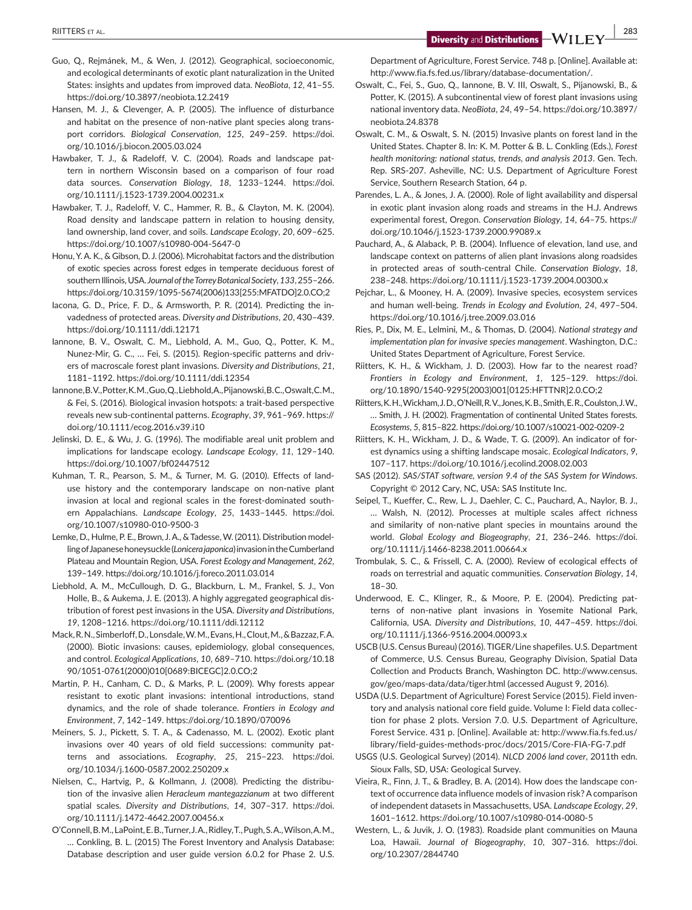Guo, Q., Rejmánek, M., & Wen, J. (2012). Geographical, socioeconomic, and ecological determinants of exotic plant naturalization in the United States: insights and updates from improved data. *NeoBiota*, *12*, 41–55. https://doi.org/10.3897/neobiota.12.2419

Hansen, M. J., & Clevenger, A. P. (2005). The influence of disturbance and habitat on the presence of non-native plant species along transport corridors. *Biological Conservation*, *125*, 249–259. https://doi.org/10.1016/j.biocon.2005.03.024

Hawbaker, T. J., & Radeloff, V. C. (2004). Roads and landscape pattern in northern Wisconsin based on a comparison of four road data sources. *Conservation Biology*, *18*, 1233–1244. https://doi.org/10.1111/j.1523-1739.2004.00231.x

Hawbaker, T. J., Radeloff, V. C., Hammer, R. B., & Clayton, M. K. (2004). Road density and landscape pattern in relation to housing density, land ownership, land cover, and soils. *Landscape Ecology*, *20*, 609–625. https://doi.org/10.1007/s10980-004-5647-0

Honu, Y. A. K., & Gibson, D. J. (2006). Microhabitat factors and the distribution of exotic species across forest edges in temperate deciduous forest of southern Illinois, USA. *Journal of the Torrey Botanical Society*, *133*, 255–266. https://doi.org/10.3159/1095-5674(2006)133[255:MFATDO]2.0.CO;2

Iacona, G. D., Price, F. D., & Armsworth, P. R. (2014). Predicting the invadedness of protected areas. *Diversity and Distributions*, *20*, 430–439. https://doi.org/10.1111/ddi.12171

Iannone, B. V., Oswalt, C. M., Liebhold, A. M., Guo, Q., Potter, K. M., Nunez-Mir, G. C., … Fei, S. (2015). Region-specific patterns and drivers of macroscale forest plant invasions. *Diversity and Distributions*, *21*, 1181–1192. https://doi.org/10.1111/ddi.12354

Iannone, B. V., Potter, K. M., Guo, Q., Liebhold, A., Pijanowski, B. C., Oswalt, C. M., & Fei, S. (2016). Biological invasion hotspots: a trait-based perspective reveals new sub-continental patterns. *Ecography*, *39*, 961–969. https://doi.org/10.1111/ecog.2016.v39.i10

Jelinski, D. E., & Wu, J. G. (1996). The modifiable areal unit problem and implications for landscape ecology. *Landscape Ecology*, *11*, 129–140. https://doi.org/10.1007/bf02447512

Kuhman, T. R., Pearson, S. M., & Turner, M. G. (2010). Effects of land-use history and the contemporary landscape on non-native plant invasion at local and regional scales in the forest-dominated southern Appalachians. *Landscape Ecology*, *25*, 1433–1445. https://doi.org/10.1007/s10980-010-9500-3

Lemke, D., Hulme, P. E., Brown, J. A., & Tadesse, W. (2011). Distribution modelling of Japanese honeysuckle (*Lonicera japonica*) invasion in the Cumberland Plateau and Mountain Region, USA. *Forest Ecology and Management*, *262*, 139–149. https://doi.org/10.1016/j.foreco.2011.03.014

Liebhold, A. M., McCullough, D. G., Blackburn, L. M., Frankel, S. J., Von Holle, B., & Aukema, J. E. (2013). A highly aggregated geographical distribution of forest pest invasions in the USA. *Diversity and Distributions*, *19*, 1208–1216. https://doi.org/10.1111/ddi.12112

Mack, R. N., Simberloff, D., Lonsdale, W. M., Evans, H., Clout, M., & Bazzaz, F. A. (2000). Biotic invasions: causes, epidemiology, global consequences, and control. *Ecological Applications*, *10*, 689–710. https://doi.org/10.1890/1051-0761(2000)010[0689:BICEGC]2.0.CO;2

Martin, P. H., Canham, C. D., & Marks, P. L. (2009). Why forests appear resistant to exotic plant invasions: intentional introductions, stand dynamics, and the role of shade tolerance. *Frontiers in Ecology and Environment*, *7*, 142–149. https://doi.org/10.1890/070096

Meiners, S. J., Pickett, S. T. A., & Cadenasso, M. L. (2002). Exotic plant invasions over 40 years of old field successions: community patterns and associations. *Ecography*, *25*, 215–223. https://doi.org/10.1034/j.1600-0587.2002.250209.x

Nielsen, C., Hartvig, P., & Kollmann, J. (2008). Predicting the distribution of the invasive alien *Heracleum mantegazzianum* at two different spatial scales. *Diversity and Distributions*, *14*, 307–317. https://doi.org/10.1111/j.1472-4642.2007.00456.x

O'Connell, B. M., LaPoint, E. B., Turner, J. A., Ridley, T., Pugh, S. A., Wilson, A. M., … Conkling, B. L. (2015) The Forest Inventory and Analysis Database: Database description and user guide version 6.0.2 for Phase 2. U.S. Department of Agriculture, Forest Service. 748 p. [Online]. Available at: http://www.fia.fs.fed.us/library/database-documentation/.

Oswalt, C., Fei, S., Guo, Q., Iannone, B. V. III, Oswalt, S., Pijanowski, B., & Potter, K. (2015). A subcontinental view of forest plant invasions using national inventory data. *NeoBiota*, *24*, 49–54. https://doi.org/10.3897/neobiota.24.8378

Oswalt, C. M., & Oswalt, S. N. (2015) Invasive plants on forest land in the United States. Chapter 8. In: K. M. Potter & B. L. Conkling (Eds.), *Forest health monitoring: national status, trends, and analysis 2013*. Gen. Tech. Rep. SRS-207. Asheville, NC: U.S. Department of Agriculture Forest Service, Southern Research Station, 64 p.

Parendes, L. A., & Jones, J. A. (2000). Role of light availability and dispersal in exotic plant invasion along roads and streams in the H.J. Andrews experimental forest, Oregon. *Conservation Biology*, *14*, 64–75. https://doi.org/10.1046/j.1523-1739.2000.99089.x

Pauchard, A., & Alaback, P. B. (2004). Influence of elevation, land use, and landscape context on patterns of alien plant invasions along roadsides in protected areas of south-central Chile. *Conservation Biology*, *18*, 238–248. https://doi.org/10.1111/j.1523-1739.2004.00300.x

Pejchar, L., & Mooney, H. A. (2009). Invasive species, ecosystem services and human well-being. *Trends in Ecology and Evolution*, *24*, 497–504. https://doi.org/10.1016/j.tree.2009.03.016

Ries, P., Dix, M. E., Lelmini, M., & Thomas, D. (2004). *National strategy and implementation plan for invasive species management*. Washington, D.C.: United States Department of Agriculture, Forest Service.

Riitters, K. H., & Wickham, J. D. (2003). How far to the nearest road? *Frontiers in Ecology and Environment*, *1*, 125–129. https://doi.org/10.1890/1540-9295(2003)001[0125:HFTTNR]2.0.CO;2

Riitters, K. H., Wickham, J. D., O'Neill, R. V., Jones, K. B., Smith, E. R., Coulston, J. W., … Smith, J. H. (2002). Fragmentation of continental United States forests. *Ecosystems*, *5*, 815–822. https://doi.org/10.1007/s10021-002-0209-2

Riitters, K. H., Wickham, J. D., & Wade, T. G. (2009). An indicator of forest dynamics using a shifting landscape mosaic. *Ecological Indicators*, *9*, 107–117. https://doi.org/10.1016/j.ecolind.2008.02.003

SAS (2012). *SAS/STAT software, version 9.4 of the SAS System for Windows*. Copyright © 2012 Cary, NC, USA: SAS Institute Inc.

Seipel, T., Kueffer, C., Rew, L. J., Daehler, C. C., Pauchard, A., Naylor, B. J., … Walsh, N. (2012). Processes at multiple scales affect richness and similarity of non-native plant species in mountains around the world. *Global Ecology and Biogeography*, *21*, 236–246. https://doi.org/10.1111/j.1466-8238.2011.00664.x

Trombulak, S. C., & Frissell, C. A. (2000). Review of ecological effects of roads on terrestrial and aquatic communities. *Conservation Biology*, *14*, 18–30.

Underwood, E. C., Klinger, R., & Moore, P. E. (2004). Predicting patterns of non-native plant invasions in Yosemite National Park, California, USA. *Diversity and Distributions*, *10*, 447–459. https://doi.org/10.1111/j.1366-9516.2004.00093.x

USCB (U.S. Census Bureau) (2016). TIGER/Line shapefiles. U.S. Department of Commerce, U.S. Census Bureau, Geography Division, Spatial Data Collection and Products Branch, Washington DC. http://www.census.gov/geo/maps-data/data/tiger.html (accessed August 9, 2016).

USDA (U.S. Department of Agriculture) Forest Service (2015). Field inventory and analysis national core field guide. Volume I: Field data collection for phase 2 plots. Version 7.0. U.S. Department of Agriculture, Forest Service. 431 p. [Online]. Available at: http://www.fia.fs.fed.us/library/field-guides-methods-proc/docs/2015/Core-FIA-FG-7.pdf

USGS (U.S. Geological Survey) (2014). *NLCD 2006 land cover*, 2011th edn. Sioux Falls, SD, USA: Geological Survey.

Vieira, R., Finn, J. T., & Bradley, B. A. (2014). How does the landscape context of occurrence data influence models of invasion risk? A comparison of independent datasets in Massachusetts, USA. *Landscape Ecology*, *29*, 1601–1612. https://doi.org/10.1007/s10980-014-0080-5

Western, L., & Juvik, J. O. (1983). Roadside plant communities on Mauna Loa, Hawaii. *Journal of Biogeography*, *10*, 307–316. https://doi.org/10.2307/2844740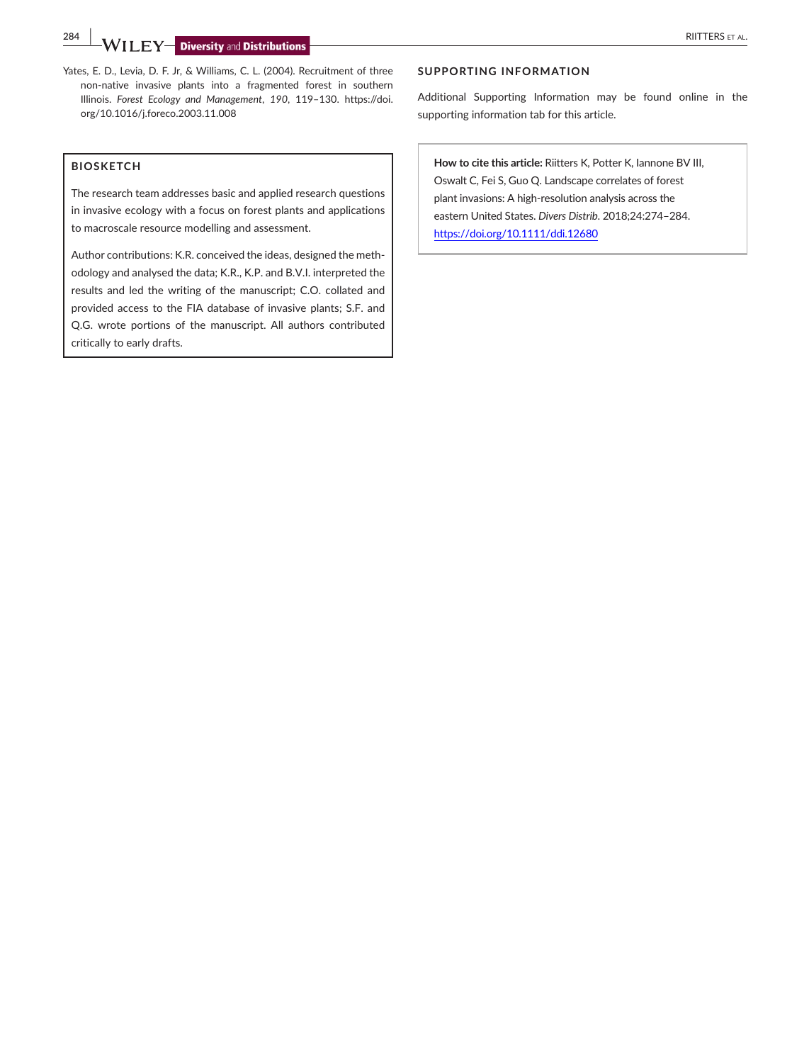Yates, E. D., Levia, D. F. Jr, & Williams, C. L. (2004). Recruitment of three non-native invasive plants into a fragmented forest in southern Illinois. *Forest Ecology and Management*, *190*, 119–130. https://doi.org/10.1016/j.foreco.2003.11.008

## BIOSKETCH

The research team addresses basic and applied research questions in invasive ecology with a focus on forest plants and applications to macroscale resource modelling and assessment.

Author contributions: K.R. conceived the ideas, designed the methodology and analysed the data; K.R., K.P. and B.V.I. interpreted the results and led the writing of the manuscript; C.O. collated and provided access to the FIA database of invasive plants; S.F. and Q.G. wrote portions of the manuscript. All authors contributed critically to early drafts.

## SUPPORTING INFORMATION

Additional Supporting Information may be found online in the supporting information tab for this article.

**How to cite this article:** Riitters K, Potter K, Iannone BV III, Oswalt C, Fei S, Guo Q. Landscape correlates of forest plant invasions: A high-resolution analysis across the eastern United States. *Divers Distrib*. 2018;24:274–284. https://doi.org/10.1111/ddi.12680